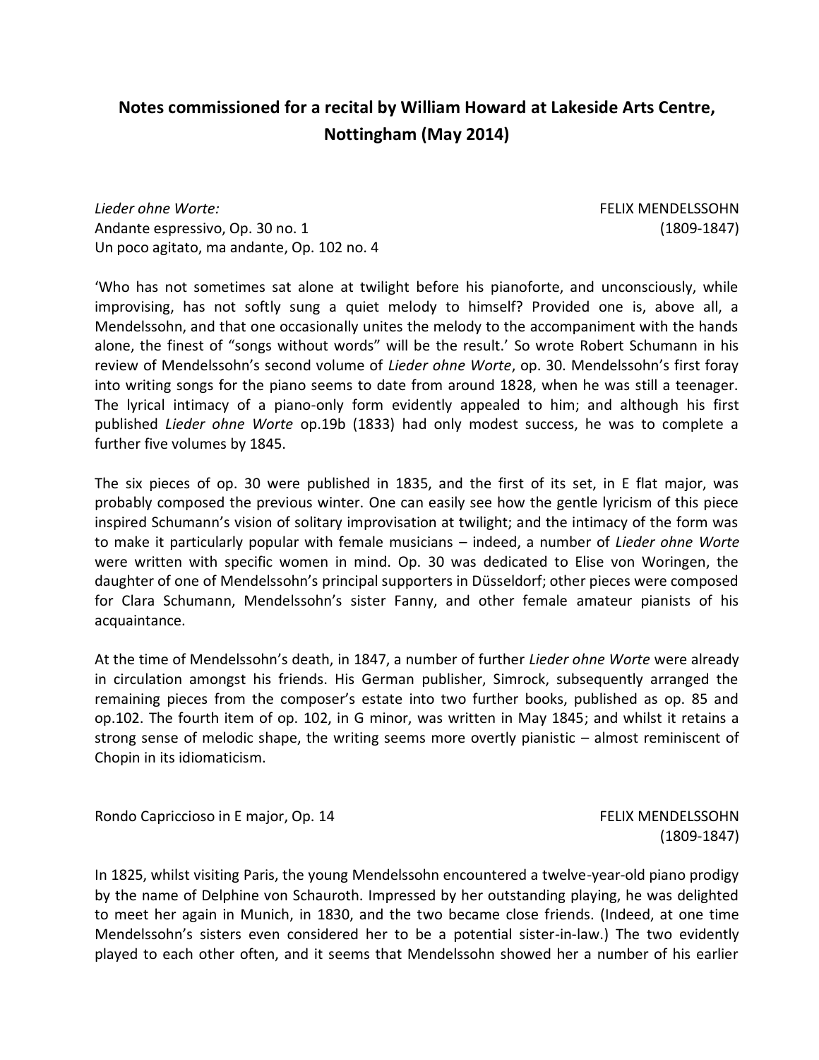# Notes commissioned for a recital by William Howard at Lakeside Arts Centre, Nottingham (May 2014)

*Lieder ohne Worte:* FELIX MENDELSSOHN
Andante espressivo, Op. 30 no. 1 (1809-1847)
Un poco agitato, ma andante, Op. 102 no. 4

'Who has not sometimes sat alone at twilight before his pianoforte, and unconsciously, while improvising, has not softly sung a quiet melody to himself? Provided one is, above all, a Mendelssohn, and that one occasionally unites the melody to the accompaniment with the hands alone, the finest of "songs without words" will be the result.' So wrote Robert Schumann in his review of Mendelssohn's second volume of *Lieder ohne Worte*, op. 30. Mendelssohn's first foray into writing songs for the piano seems to date from around 1828, when he was still a teenager. The lyrical intimacy of a piano-only form evidently appealed to him; and although his first published *Lieder ohne Worte* op.19b (1833) had only modest success, he was to complete a further five volumes by 1845.

The six pieces of op. 30 were published in 1835, and the first of its set, in E flat major, was probably composed the previous winter. One can easily see how the gentle lyricism of this piece inspired Schumann's vision of solitary improvisation at twilight; and the intimacy of the form was to make it particularly popular with female musicians – indeed, a number of *Lieder ohne Worte* were written with specific women in mind. Op. 30 was dedicated to Elise von Woringen, the daughter of one of Mendelssohn's principal supporters in Düsseldorf; other pieces were composed for Clara Schumann, Mendelssohn's sister Fanny, and other female amateur pianists of his acquaintance.

At the time of Mendelssohn's death, in 1847, a number of further *Lieder ohne Worte* were already in circulation amongst his friends. His German publisher, Simrock, subsequently arranged the remaining pieces from the composer's estate into two further books, published as op. 85 and op.102. The fourth item of op. 102, in G minor, was written in May 1845; and whilst it retains a strong sense of melodic shape, the writing seems more overtly pianistic – almost reminiscent of Chopin in its idiomaticism.

Rondo Capriccioso in E major, Op. 14 FELIX MENDELSSOHN
(1809-1847)

In 1825, whilst visiting Paris, the young Mendelssohn encountered a twelve-year-old piano prodigy by the name of Delphine von Schauroth. Impressed by her outstanding playing, he was delighted to meet her again in Munich, in 1830, and the two became close friends. (Indeed, at one time Mendelssohn's sisters even considered her to be a potential sister-in-law.) The two evidently played to each other often, and it seems that Mendelssohn showed her a number of his earlier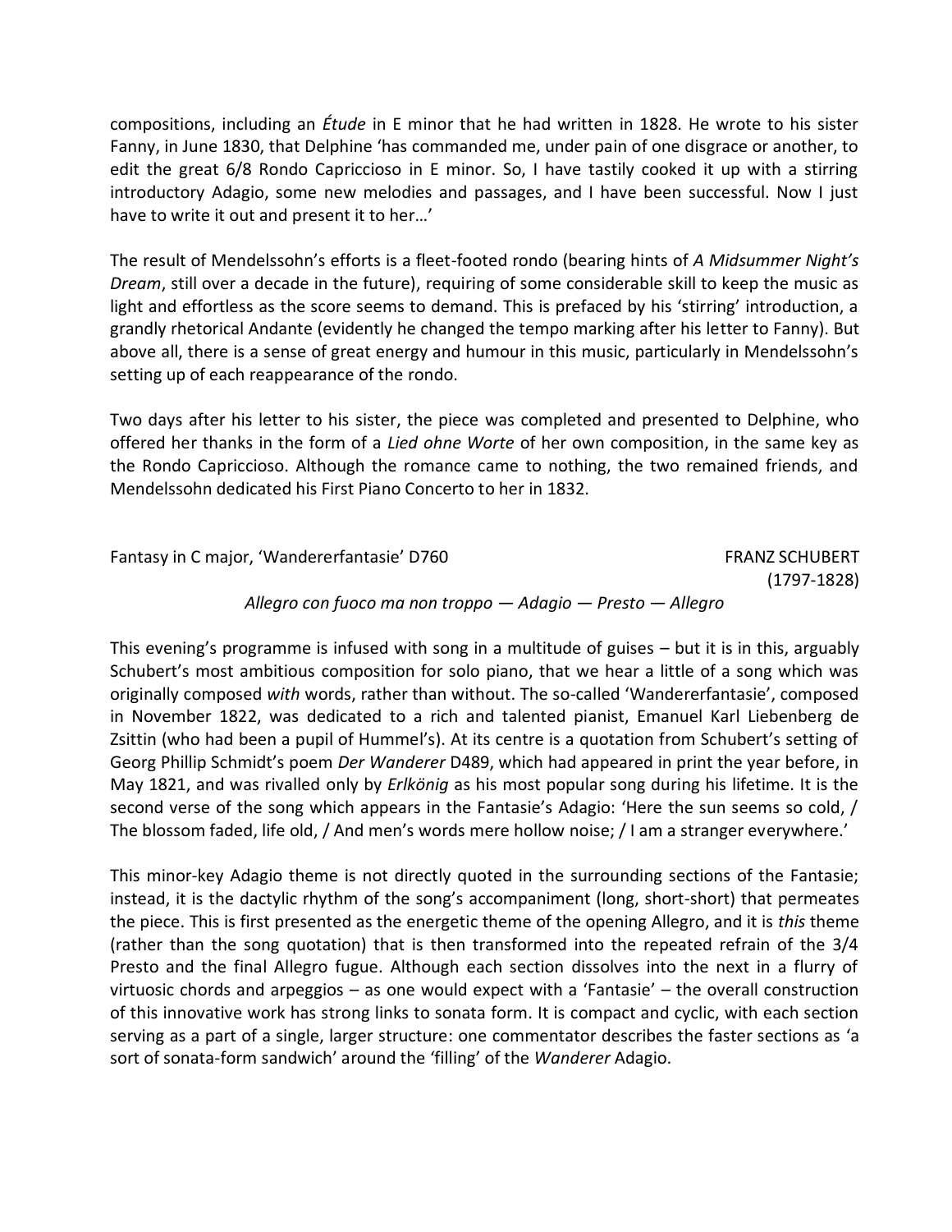compositions, including an *Étude* in E minor that he had written in 1828. He wrote to his sister Fanny, in June 1830, that Delphine 'has commanded me, under pain of one disgrace or another, to edit the great 6/8 Rondo Capriccioso in E minor. So, I have tastily cooked it up with a stirring introductory Adagio, some new melodies and passages, and I have been successful. Now I just have to write it out and present it to her…'

The result of Mendelssohn's efforts is a fleet-footed rondo (bearing hints of *A Midsummer Night's Dream*, still over a decade in the future), requiring of some considerable skill to keep the music as light and effortless as the score seems to demand. This is prefaced by his 'stirring' introduction, a grandly rhetorical Andante (evidently he changed the tempo marking after his letter to Fanny). But above all, there is a sense of great energy and humour in this music, particularly in Mendelssohn's setting up of each reappearance of the rondo.

Two days after his letter to his sister, the piece was completed and presented to Delphine, who offered her thanks in the form of a *Lied ohne Worte* of her own composition, in the same key as the Rondo Capriccioso. Although the romance came to nothing, the two remained friends, and Mendelssohn dedicated his First Piano Concerto to her in 1832.

Fantasy in C major, 'Wandererfantasie' D760 FRANZ SCHUBERT (1797-1828)

*Allegro con fuoco ma non troppo — Adagio — Presto — Allegro*

This evening's programme is infused with song in a multitude of guises – but it is in this, arguably Schubert's most ambitious composition for solo piano, that we hear a little of a song which was originally composed *with* words, rather than without. The so-called 'Wandererfantasie', composed in November 1822, was dedicated to a rich and talented pianist, Emanuel Karl Liebenberg de Zsittin (who had been a pupil of Hummel's). At its centre is a quotation from Schubert's setting of Georg Phillip Schmidt's poem *Der Wanderer* D489, which had appeared in print the year before, in May 1821, and was rivalled only by *Erlkönig* as his most popular song during his lifetime. It is the second verse of the song which appears in the Fantasie's Adagio: 'Here the sun seems so cold, / The blossom faded, life old, / And men's words mere hollow noise; / I am a stranger everywhere.'

This minor-key Adagio theme is not directly quoted in the surrounding sections of the Fantasie; instead, it is the dactylic rhythm of the song's accompaniment (long, short-short) that permeates the piece. This is first presented as the energetic theme of the opening Allegro, and it is *this* theme (rather than the song quotation) that is then transformed into the repeated refrain of the 3/4 Presto and the final Allegro fugue. Although each section dissolves into the next in a flurry of virtuosic chords and arpeggios – as one would expect with a 'Fantasie' – the overall construction of this innovative work has strong links to sonata form. It is compact and cyclic, with each section serving as a part of a single, larger structure: one commentator describes the faster sections as 'a sort of sonata-form sandwich' around the 'filling' of the *Wanderer* Adagio.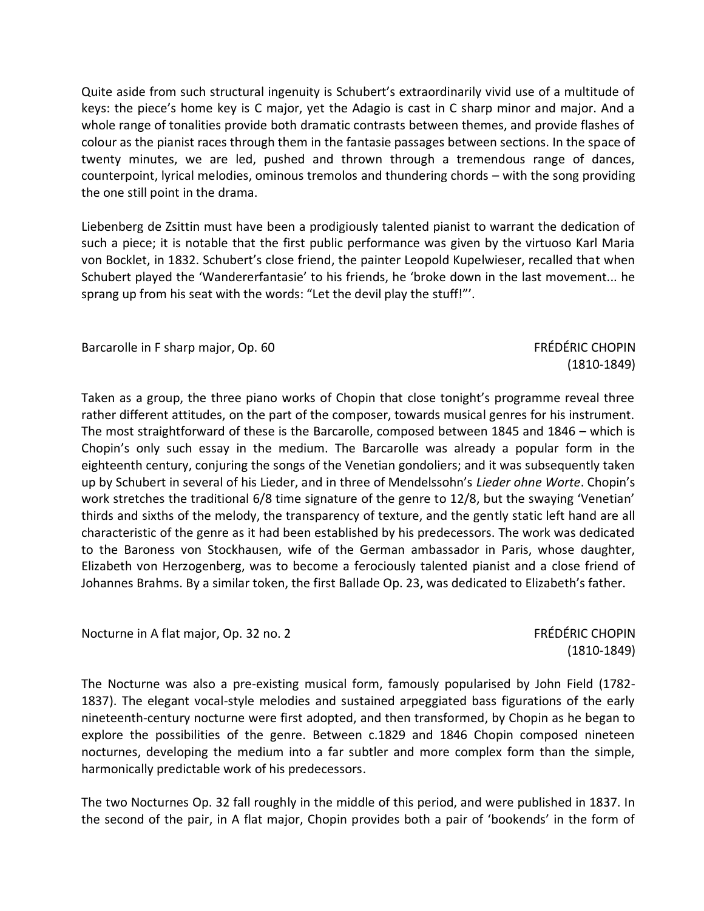Quite aside from such structural ingenuity is Schubert's extraordinarily vivid use of a multitude of keys: the piece's home key is C major, yet the Adagio is cast in C sharp minor and major. And a whole range of tonalities provide both dramatic contrasts between themes, and provide flashes of colour as the pianist races through them in the fantasie passages between sections. In the space of twenty minutes, we are led, pushed and thrown through a tremendous range of dances, counterpoint, lyrical melodies, ominous tremolos and thundering chords – with the song providing the one still point in the drama.

Liebenberg de Zsittin must have been a prodigiously talented pianist to warrant the dedication of such a piece; it is notable that the first public performance was given by the virtuoso Karl Maria von Bocklet, in 1832. Schubert's close friend, the painter Leopold Kupelwieser, recalled that when Schubert played the 'Wandererfantasie' to his friends, he 'broke down in the last movement... he sprang up from his seat with the words: "Let the devil play the stuff!"'.

Barcarolle in F sharp major, Op. 60 — FRÉDÉRIC CHOPIN (1810-1849)

Taken as a group, the three piano works of Chopin that close tonight's programme reveal three rather different attitudes, on the part of the composer, towards musical genres for his instrument. The most straightforward of these is the Barcarolle, composed between 1845 and 1846 – which is Chopin's only such essay in the medium. The Barcarolle was already a popular form in the eighteenth century, conjuring the songs of the Venetian gondoliers; and it was subsequently taken up by Schubert in several of his Lieder, and in three of Mendelssohn's *Lieder ohne Worte*. Chopin's work stretches the traditional 6/8 time signature of the genre to 12/8, but the swaying 'Venetian' thirds and sixths of the melody, the transparency of texture, and the gently static left hand are all characteristic of the genre as it had been established by his predecessors. The work was dedicated to the Baroness von Stockhausen, wife of the German ambassador in Paris, whose daughter, Elizabeth von Herzogenberg, was to become a ferociously talented pianist and a close friend of Johannes Brahms. By a similar token, the first Ballade Op. 23, was dedicated to Elizabeth's father.

Nocturne in A flat major, Op. 32 no. 2 — FRÉDÉRIC CHOPIN (1810-1849)

The Nocturne was also a pre-existing musical form, famously popularised by John Field (1782-1837). The elegant vocal-style melodies and sustained arpeggiated bass figurations of the early nineteenth-century nocturne were first adopted, and then transformed, by Chopin as he began to explore the possibilities of the genre. Between c.1829 and 1846 Chopin composed nineteen nocturnes, developing the medium into a far subtler and more complex form than the simple, harmonically predictable work of his predecessors.

The two Nocturnes Op. 32 fall roughly in the middle of this period, and were published in 1837. In the second of the pair, in A flat major, Chopin provides both a pair of 'bookends' in the form of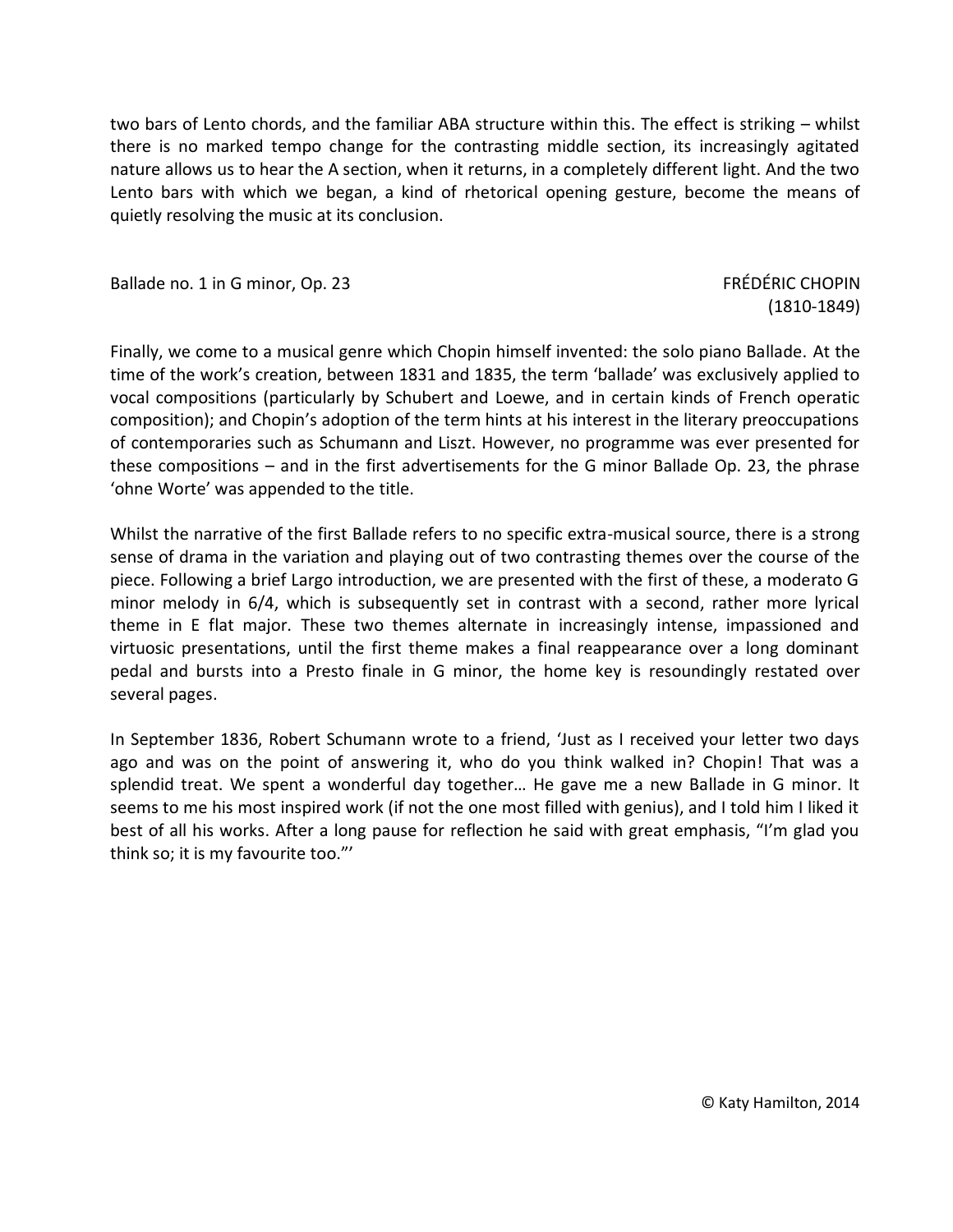two bars of Lento chords, and the familiar ABA structure within this. The effect is striking – whilst there is no marked tempo change for the contrasting middle section, its increasingly agitated nature allows us to hear the A section, when it returns, in a completely different light. And the two Lento bars with which we began, a kind of rhetorical opening gesture, become the means of quietly resolving the music at its conclusion.

Ballade no. 1 in G minor, Op. 23 — FRÉDÉRIC CHOPIN (1810-1849)

Finally, we come to a musical genre which Chopin himself invented: the solo piano Ballade. At the time of the work's creation, between 1831 and 1835, the term 'ballade' was exclusively applied to vocal compositions (particularly by Schubert and Loewe, and in certain kinds of French operatic composition); and Chopin's adoption of the term hints at his interest in the literary preoccupations of contemporaries such as Schumann and Liszt. However, no programme was ever presented for these compositions – and in the first advertisements for the G minor Ballade Op. 23, the phrase 'ohne Worte' was appended to the title.

Whilst the narrative of the first Ballade refers to no specific extra-musical source, there is a strong sense of drama in the variation and playing out of two contrasting themes over the course of the piece. Following a brief Largo introduction, we are presented with the first of these, a moderato G minor melody in 6/4, which is subsequently set in contrast with a second, rather more lyrical theme in E flat major. These two themes alternate in increasingly intense, impassioned and virtuosic presentations, until the first theme makes a final reappearance over a long dominant pedal and bursts into a Presto finale in G minor, the home key is resoundingly restated over several pages.

In September 1836, Robert Schumann wrote to a friend, 'Just as I received your letter two days ago and was on the point of answering it, who do you think walked in? Chopin! That was a splendid treat. We spent a wonderful day together… He gave me a new Ballade in G minor. It seems to me his most inspired work (if not the one most filled with genius), and I told him I liked it best of all his works. After a long pause for reflection he said with great emphasis, "I'm glad you think so; it is my favourite too."'

© Katy Hamilton, 2014